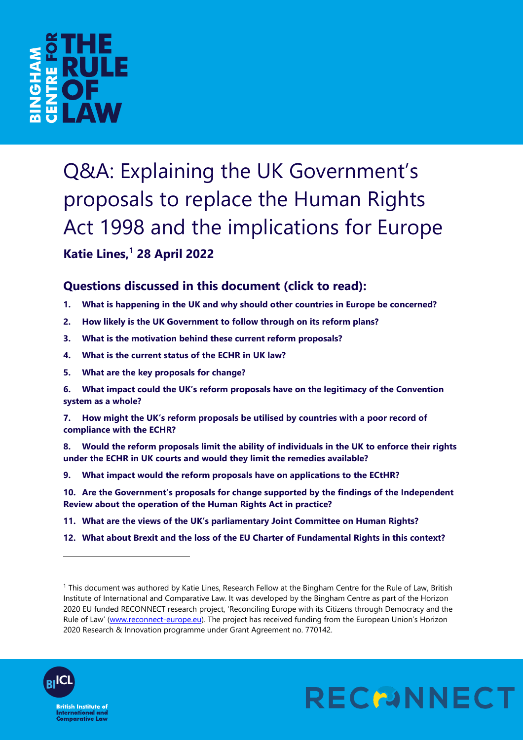# Q&A: Explaining the UK Government's proposals to replace the Human Rights Act 1998 and the implications for Europe

**Katie Lines,[1] 28 April 2022**

## Questions discussed in this document (click to read):

1. **What is happening in the UK and why should other countries in Europe be concerned?**
2. **How likely is the UK Government to follow through on its reform plans?**
3. **What is the motivation behind these current reform proposals?**
4. **What is the current status of the ECHR in UK law?**
5. **What are the key proposals for change?**
6. **What impact could the UK's reform proposals have on the legitimacy of the Convention system as a whole?**
7. **How might the UK's reform proposals be utilised by countries with a poor record of compliance with the ECHR?**
8. **Would the reform proposals limit the ability of individuals in the UK to enforce their rights under the ECHR in UK courts and would they limit the remedies available?**
9. **What impact would the reform proposals have on applications to the ECtHR?**
10. **Are the Government's proposals for change supported by the findings of the Independent Review about the operation of the Human Rights Act in practice?**
11. **What are the views of the UK's parliamentary Joint Committee on Human Rights?**
12. **What about Brexit and the loss of the EU Charter of Fundamental Rights in this context?**

---

[1] This document was authored by Katie Lines, Research Fellow at the Bingham Centre for the Rule of Law, British Institute of International and Comparative Law. It was developed by the Bingham Centre as part of the Horizon 2020 EU funded RECONNECT research project, 'Reconciling Europe with its Citizens through Democracy and the Rule of Law' (www.reconnect-europe.eu). The project has received funding from the European Union's Horizon 2020 Research & Innovation programme under Grant Agreement no. 770142.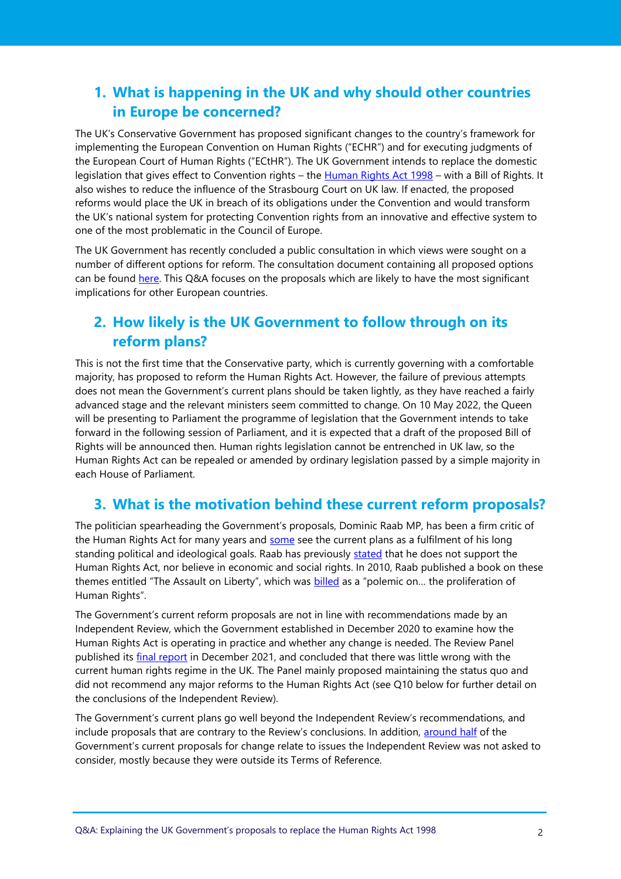## 1. What is happening in the UK and why should other countries in Europe be concerned?

The UK's Conservative Government has proposed significant changes to the country's framework for implementing the European Convention on Human Rights ("ECHR") and for executing judgments of the European Court of Human Rights ("ECtHR"). The UK Government intends to replace the domestic legislation that gives effect to Convention rights – the Human Rights Act 1998 – with a Bill of Rights. It also wishes to reduce the influence of the Strasbourg Court on UK law. If enacted, the proposed reforms would place the UK in breach of its obligations under the Convention and would transform the UK's national system for protecting Convention rights from an innovative and effective system to one of the most problematic in the Council of Europe.

The UK Government has recently concluded a public consultation in which views were sought on a number of different options for reform. The consultation document containing all proposed options can be found here. This Q&A focuses on the proposals which are likely to have the most significant implications for other European countries.

## 2. How likely is the UK Government to follow through on its reform plans?

This is not the first time that the Conservative party, which is currently governing with a comfortable majority, has proposed to reform the Human Rights Act. However, the failure of previous attempts does not mean the Government's current plans should be taken lightly, as they have reached a fairly advanced stage and the relevant ministers seem committed to change. On 10 May 2022, the Queen will be presenting to Parliament the programme of legislation that the Government intends to take forward in the following session of Parliament, and it is expected that a draft of the proposed Bill of Rights will be announced then. Human rights legislation cannot be entrenched in UK law, so the Human Rights Act can be repealed or amended by ordinary legislation passed by a simple majority in each House of Parliament.

## 3. What is the motivation behind these current reform proposals?

The politician spearheading the Government's proposals, Dominic Raab MP, has been a firm critic of the Human Rights Act for many years and some see the current plans as a fulfilment of his long standing political and ideological goals. Raab has previously stated that he does not support the Human Rights Act, nor believe in economic and social rights. In 2010, Raab published a book on these themes entitled "The Assault on Liberty", which was billed as a "polemic on… the proliferation of Human Rights".

The Government's current reform proposals are not in line with recommendations made by an Independent Review, which the Government established in December 2020 to examine how the Human Rights Act is operating in practice and whether any change is needed. The Review Panel published its final report in December 2021, and concluded that there was little wrong with the current human rights regime in the UK. The Panel mainly proposed maintaining the status quo and did not recommend any major reforms to the Human Rights Act (see Q10 below for further detail on the conclusions of the Independent Review).

The Government's current plans go well beyond the Independent Review's recommendations, and include proposals that are contrary to the Review's conclusions. In addition, around half of the Government's current proposals for change relate to issues the Independent Review was not asked to consider, mostly because they were outside its Terms of Reference.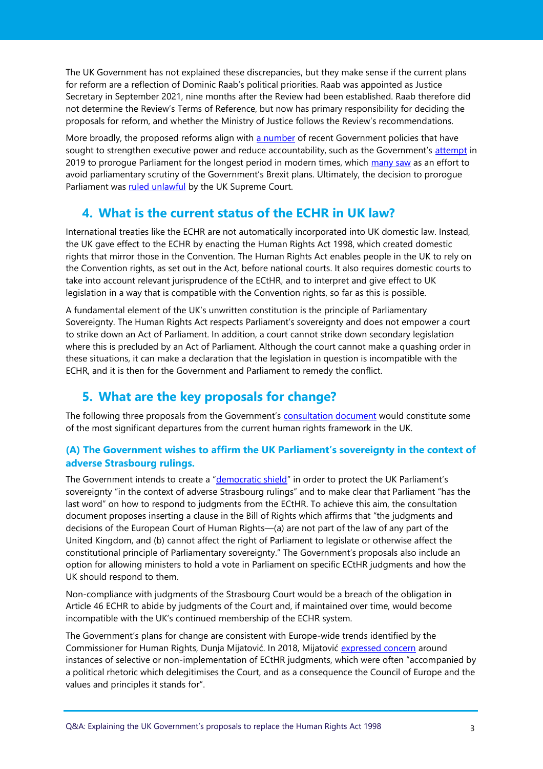The UK Government has not explained these discrepancies, but they make sense if the current plans for reform are a reflection of Dominic Raab's political priorities. Raab was appointed as Justice Secretary in September 2021, nine months after the Review had been established. Raab therefore did not determine the Review's Terms of Reference, but now has primary responsibility for deciding the proposals for reform, and whether the Ministry of Justice follows the Review's recommendations.

More broadly, the proposed reforms align with a number of recent Government policies that have sought to strengthen executive power and reduce accountability, such as the Government's attempt in 2019 to prorogue Parliament for the longest period in modern times, which many saw as an effort to avoid parliamentary scrutiny of the Government's Brexit plans. Ultimately, the decision to prorogue Parliament was ruled unlawful by the UK Supreme Court.

## 4. What is the current status of the ECHR in UK law?

International treaties like the ECHR are not automatically incorporated into UK domestic law. Instead, the UK gave effect to the ECHR by enacting the Human Rights Act 1998, which created domestic rights that mirror those in the Convention. The Human Rights Act enables people in the UK to rely on the Convention rights, as set out in the Act, before national courts. It also requires domestic courts to take into account relevant jurisprudence of the ECtHR, and to interpret and give effect to UK legislation in a way that is compatible with the Convention rights, so far as this is possible.

A fundamental element of the UK's unwritten constitution is the principle of Parliamentary Sovereignty. The Human Rights Act respects Parliament's sovereignty and does not empower a court to strike down an Act of Parliament. In addition, a court cannot strike down secondary legislation where this is precluded by an Act of Parliament. Although the court cannot make a quashing order in these situations, it can make a declaration that the legislation in question is incompatible with the ECHR, and it is then for the Government and Parliament to remedy the conflict.

## 5. What are the key proposals for change?

The following three proposals from the Government's consultation document would constitute some of the most significant departures from the current human rights framework in the UK.

### (A) The Government wishes to affirm the UK Parliament's sovereignty in the context of adverse Strasbourg rulings.

The Government intends to create a "democratic shield" in order to protect the UK Parliament's sovereignty "in the context of adverse Strasbourg rulings" and to make clear that Parliament "has the last word" on how to respond to judgments from the ECtHR. To achieve this aim, the consultation document proposes inserting a clause in the Bill of Rights which affirms that "the judgments and decisions of the European Court of Human Rights—(a) are not part of the law of any part of the United Kingdom, and (b) cannot affect the right of Parliament to legislate or otherwise affect the constitutional principle of Parliamentary sovereignty." The Government's proposals also include an option for allowing ministers to hold a vote in Parliament on specific ECtHR judgments and how the UK should respond to them.

Non-compliance with judgments of the Strasbourg Court would be a breach of the obligation in Article 46 ECHR to abide by judgments of the Court and, if maintained over time, would become incompatible with the UK's continued membership of the ECHR system.

The Government's plans for change are consistent with Europe-wide trends identified by the Commissioner for Human Rights, Dunja Mijatović. In 2018, Mijatović expressed concern around instances of selective or non-implementation of ECtHR judgments, which were often "accompanied by a political rhetoric which delegitimises the Court, and as a consequence the Council of Europe and the values and principles it stands for".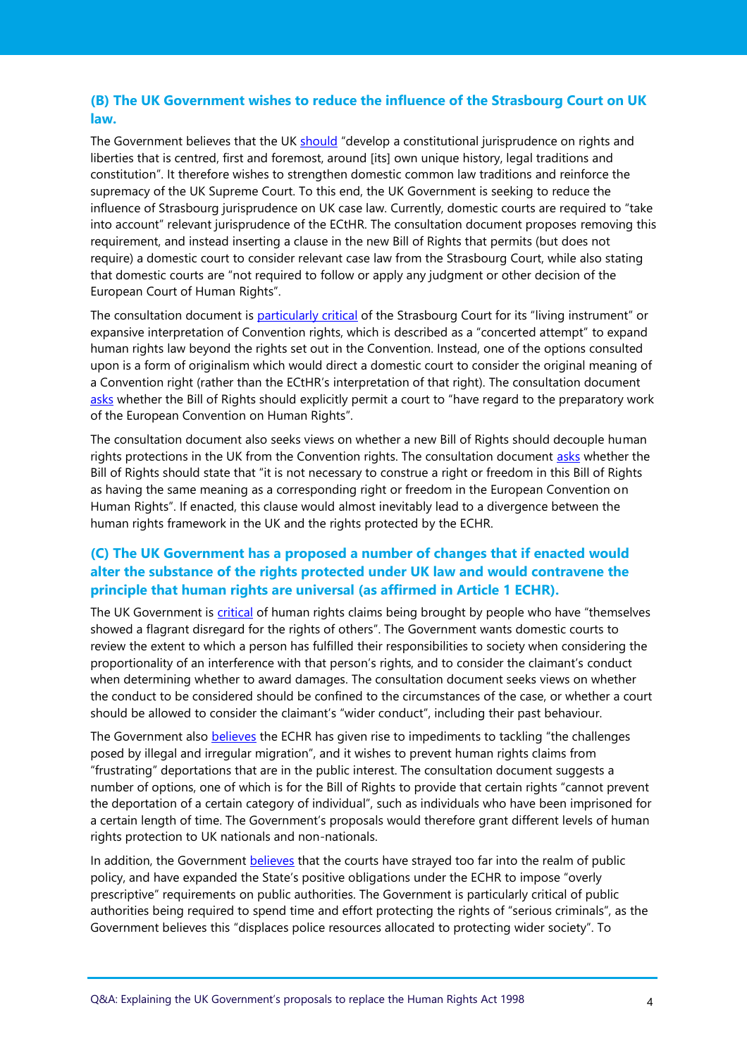### (B) The UK Government wishes to reduce the influence of the Strasbourg Court on UK law.

The Government believes that the UK should "develop a constitutional jurisprudence on rights and liberties that is centred, first and foremost, around [its] own unique history, legal traditions and constitution". It therefore wishes to strengthen domestic common law traditions and reinforce the supremacy of the UK Supreme Court. To this end, the UK Government is seeking to reduce the influence of Strasbourg jurisprudence on UK case law. Currently, domestic courts are required to "take into account" relevant jurisprudence of the ECtHR. The consultation document proposes removing this requirement, and instead inserting a clause in the new Bill of Rights that permits (but does not require) a domestic court to consider relevant case law from the Strasbourg Court, while also stating that domestic courts are "not required to follow or apply any judgment or other decision of the European Court of Human Rights".

The consultation document is particularly critical of the Strasbourg Court for its "living instrument" or expansive interpretation of Convention rights, which is described as a "concerted attempt" to expand human rights law beyond the rights set out in the Convention. Instead, one of the options consulted upon is a form of originalism which would direct a domestic court to consider the original meaning of a Convention right (rather than the ECtHR's interpretation of that right). The consultation document asks whether the Bill of Rights should explicitly permit a court to "have regard to the preparatory work of the European Convention on Human Rights".

The consultation document also seeks views on whether a new Bill of Rights should decouple human rights protections in the UK from the Convention rights. The consultation document asks whether the Bill of Rights should state that "it is not necessary to construe a right or freedom in this Bill of Rights as having the same meaning as a corresponding right or freedom in the European Convention on Human Rights". If enacted, this clause would almost inevitably lead to a divergence between the human rights framework in the UK and the rights protected by the ECHR.

### (C) The UK Government has a proposed a number of changes that if enacted would alter the substance of the rights protected under UK law and would contravene the principle that human rights are universal (as affirmed in Article 1 ECHR).

The UK Government is critical of human rights claims being brought by people who have "themselves showed a flagrant disregard for the rights of others". The Government wants domestic courts to review the extent to which a person has fulfilled their responsibilities to society when considering the proportionality of an interference with that person's rights, and to consider the claimant's conduct when determining whether to award damages. The consultation document seeks views on whether the conduct to be considered should be confined to the circumstances of the case, or whether a court should be allowed to consider the claimant's "wider conduct", including their past behaviour.

The Government also believes the ECHR has given rise to impediments to tackling "the challenges posed by illegal and irregular migration", and it wishes to prevent human rights claims from "frustrating" deportations that are in the public interest. The consultation document suggests a number of options, one of which is for the Bill of Rights to provide that certain rights "cannot prevent the deportation of a certain category of individual", such as individuals who have been imprisoned for a certain length of time. The Government's proposals would therefore grant different levels of human rights protection to UK nationals and non-nationals.

In addition, the Government believes that the courts have strayed too far into the realm of public policy, and have expanded the State's positive obligations under the ECHR to impose "overly prescriptive" requirements on public authorities. The Government is particularly critical of public authorities being required to spend time and effort protecting the rights of "serious criminals", as the Government believes this "displaces police resources allocated to protecting wider society". To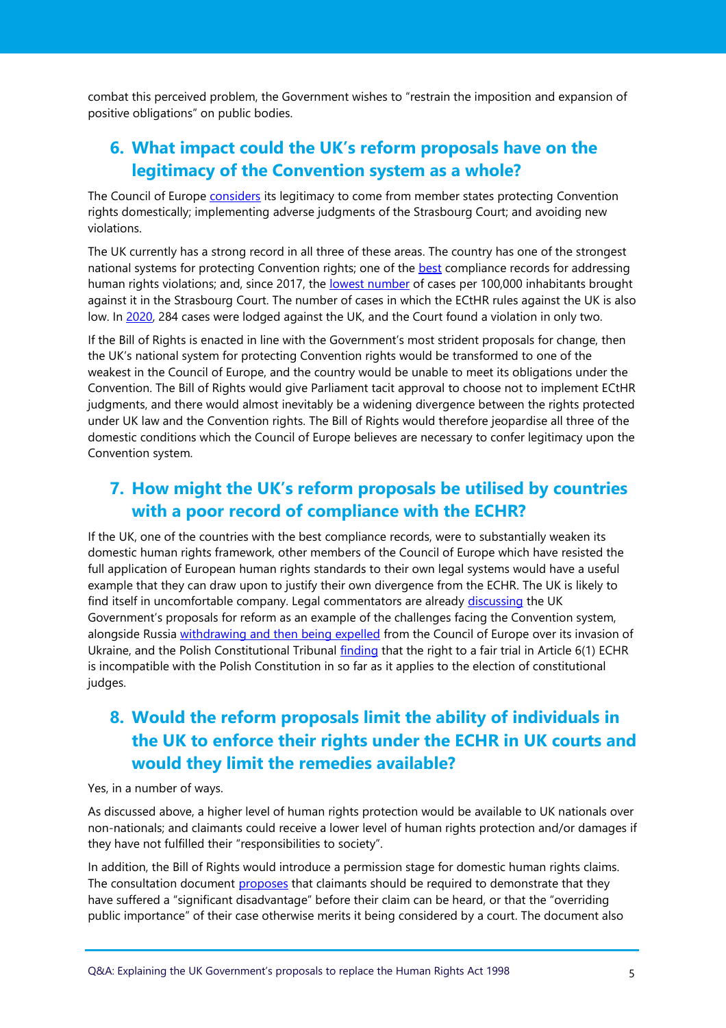combat this perceived problem, the Government wishes to "restrain the imposition and expansion of positive obligations" on public bodies.

## 6. What impact could the UK's reform proposals have on the legitimacy of the Convention system as a whole?

The Council of Europe considers its legitimacy to come from member states protecting Convention rights domestically; implementing adverse judgments of the Strasbourg Court; and avoiding new violations.

The UK currently has a strong record in all three of these areas. The country has one of the strongest national systems for protecting Convention rights; one of the best compliance records for addressing human rights violations; and, since 2017, the lowest number of cases per 100,000 inhabitants brought against it in the Strasbourg Court. The number of cases in which the ECtHR rules against the UK is also low. In 2020, 284 cases were lodged against the UK, and the Court found a violation in only two.

If the Bill of Rights is enacted in line with the Government's most strident proposals for change, then the UK's national system for protecting Convention rights would be transformed to one of the weakest in the Council of Europe, and the country would be unable to meet its obligations under the Convention. The Bill of Rights would give Parliament tacit approval to choose not to implement ECtHR judgments, and there would almost inevitably be a widening divergence between the rights protected under UK law and the Convention rights. The Bill of Rights would therefore jeopardise all three of the domestic conditions which the Council of Europe believes are necessary to confer legitimacy upon the Convention system.

## 7. How might the UK's reform proposals be utilised by countries with a poor record of compliance with the ECHR?

If the UK, one of the countries with the best compliance records, were to substantially weaken its domestic human rights framework, other members of the Council of Europe which have resisted the full application of European human rights standards to their own legal systems would have a useful example that they can draw upon to justify their own divergence from the ECHR. The UK is likely to find itself in uncomfortable company. Legal commentators are already discussing the UK Government's proposals for reform as an example of the challenges facing the Convention system, alongside Russia withdrawing and then being expelled from the Council of Europe over its invasion of Ukraine, and the Polish Constitutional Tribunal finding that the right to a fair trial in Article 6(1) ECHR is incompatible with the Polish Constitution in so far as it applies to the election of constitutional judges.

## 8. Would the reform proposals limit the ability of individuals in the UK to enforce their rights under the ECHR in UK courts and would they limit the remedies available?

Yes, in a number of ways.

As discussed above, a higher level of human rights protection would be available to UK nationals over non-nationals; and claimants could receive a lower level of human rights protection and/or damages if they have not fulfilled their "responsibilities to society".

In addition, the Bill of Rights would introduce a permission stage for domestic human rights claims. The consultation document proposes that claimants should be required to demonstrate that they have suffered a "significant disadvantage" before their claim can be heard, or that the "overriding public importance" of their case otherwise merits it being considered by a court. The document also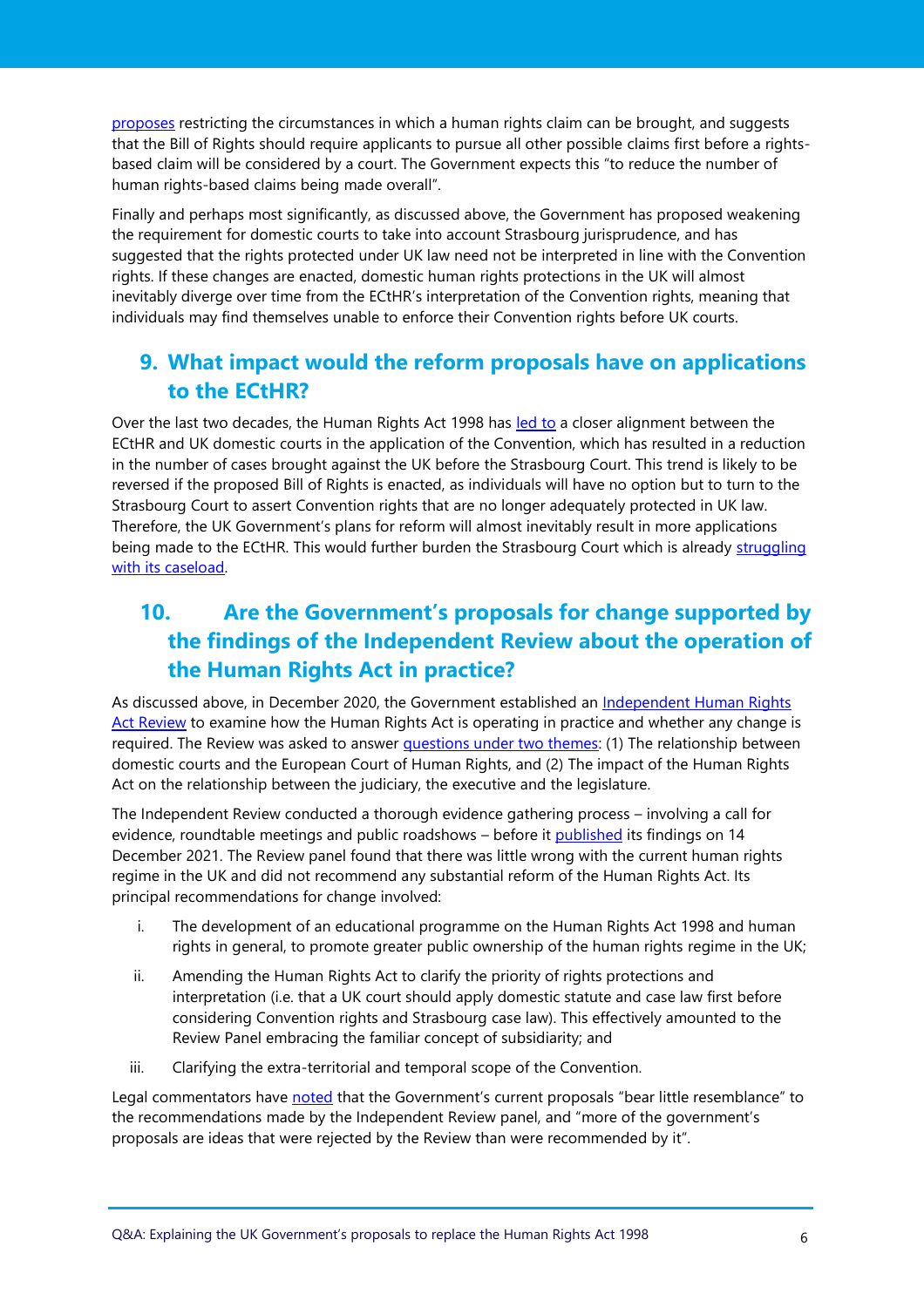proposes restricting the circumstances in which a human rights claim can be brought, and suggests that the Bill of Rights should require applicants to pursue all other possible claims first before a rights-based claim will be considered by a court. The Government expects this "to reduce the number of human rights-based claims being made overall".

Finally and perhaps most significantly, as discussed above, the Government has proposed weakening the requirement for domestic courts to take into account Strasbourg jurisprudence, and has suggested that the rights protected under UK law need not be interpreted in line with the Convention rights. If these changes are enacted, domestic human rights protections in the UK will almost inevitably diverge over time from the ECtHR's interpretation of the Convention rights, meaning that individuals may find themselves unable to enforce their Convention rights before UK courts.

## 9. What impact would the reform proposals have on applications to the ECtHR?

Over the last two decades, the Human Rights Act 1998 has led to a closer alignment between the ECtHR and UK domestic courts in the application of the Convention, which has resulted in a reduction in the number of cases brought against the UK before the Strasbourg Court. This trend is likely to be reversed if the proposed Bill of Rights is enacted, as individuals will have no option but to turn to the Strasbourg Court to assert Convention rights that are no longer adequately protected in UK law. Therefore, the UK Government's plans for reform will almost inevitably result in more applications being made to the ECtHR. This would further burden the Strasbourg Court which is already struggling with its caseload.

## 10. Are the Government's proposals for change supported by the findings of the Independent Review about the operation of the Human Rights Act in practice?

As discussed above, in December 2020, the Government established an Independent Human Rights Act Review to examine how the Human Rights Act is operating in practice and whether any change is required. The Review was asked to answer questions under two themes: (1) The relationship between domestic courts and the European Court of Human Rights, and (2) The impact of the Human Rights Act on the relationship between the judiciary, the executive and the legislature.

The Independent Review conducted a thorough evidence gathering process – involving a call for evidence, roundtable meetings and public roadshows – before it published its findings on 14 December 2021. The Review panel found that there was little wrong with the current human rights regime in the UK and did not recommend any substantial reform of the Human Rights Act. Its principal recommendations for change involved:

i. The development of an educational programme on the Human Rights Act 1998 and human rights in general, to promote greater public ownership of the human rights regime in the UK;

ii. Amending the Human Rights Act to clarify the priority of rights protections and interpretation (i.e. that a UK court should apply domestic statute and case law first before considering Convention rights and Strasbourg case law). This effectively amounted to the Review Panel embracing the familiar concept of subsidiarity; and

iii. Clarifying the extra-territorial and temporal scope of the Convention.

Legal commentators have noted that the Government's current proposals "bear little resemblance" to the recommendations made by the Independent Review panel, and "more of the government's proposals are ideas that were rejected by the Review than were recommended by it".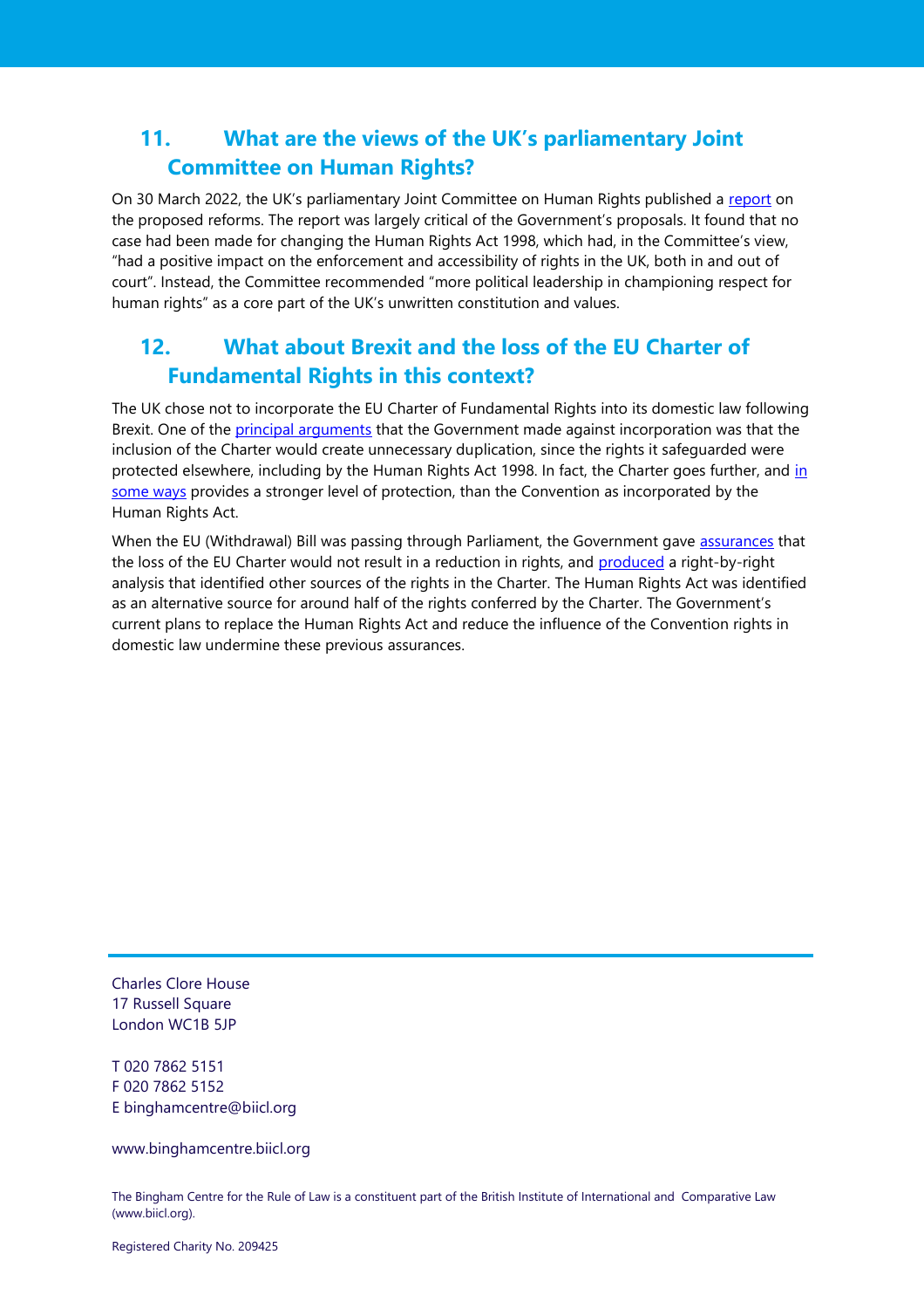## 11. What are the views of the UK's parliamentary Joint Committee on Human Rights?

On 30 March 2022, the UK's parliamentary Joint Committee on Human Rights published a report on the proposed reforms. The report was largely critical of the Government's proposals. It found that no case had been made for changing the Human Rights Act 1998, which had, in the Committee's view, "had a positive impact on the enforcement and accessibility of rights in the UK, both in and out of court". Instead, the Committee recommended "more political leadership in championing respect for human rights" as a core part of the UK's unwritten constitution and values.

## 12. What about Brexit and the loss of the EU Charter of Fundamental Rights in this context?

The UK chose not to incorporate the EU Charter of Fundamental Rights into its domestic law following Brexit. One of the principal arguments that the Government made against incorporation was that the inclusion of the Charter would create unnecessary duplication, since the rights it safeguarded were protected elsewhere, including by the Human Rights Act 1998. In fact, the Charter goes further, and in some ways provides a stronger level of protection, than the Convention as incorporated by the Human Rights Act.

When the EU (Withdrawal) Bill was passing through Parliament, the Government gave assurances that the loss of the EU Charter would not result in a reduction in rights, and produced a right-by-right analysis that identified other sources of the rights in the Charter. The Human Rights Act was identified as an alternative source for around half of the rights conferred by the Charter. The Government's current plans to replace the Human Rights Act and reduce the influence of the Convention rights in domestic law undermine these previous assurances.

---

Charles Clore House
17 Russell Square
London WC1B 5JP

T 020 7862 5151
F 020 7862 5152
E binghamcentre@biicl.org

www.binghamcentre.biicl.org

The Bingham Centre for the Rule of Law is a constituent part of the British Institute of International and Comparative Law (www.biicl.org).

Registered Charity No. 209425